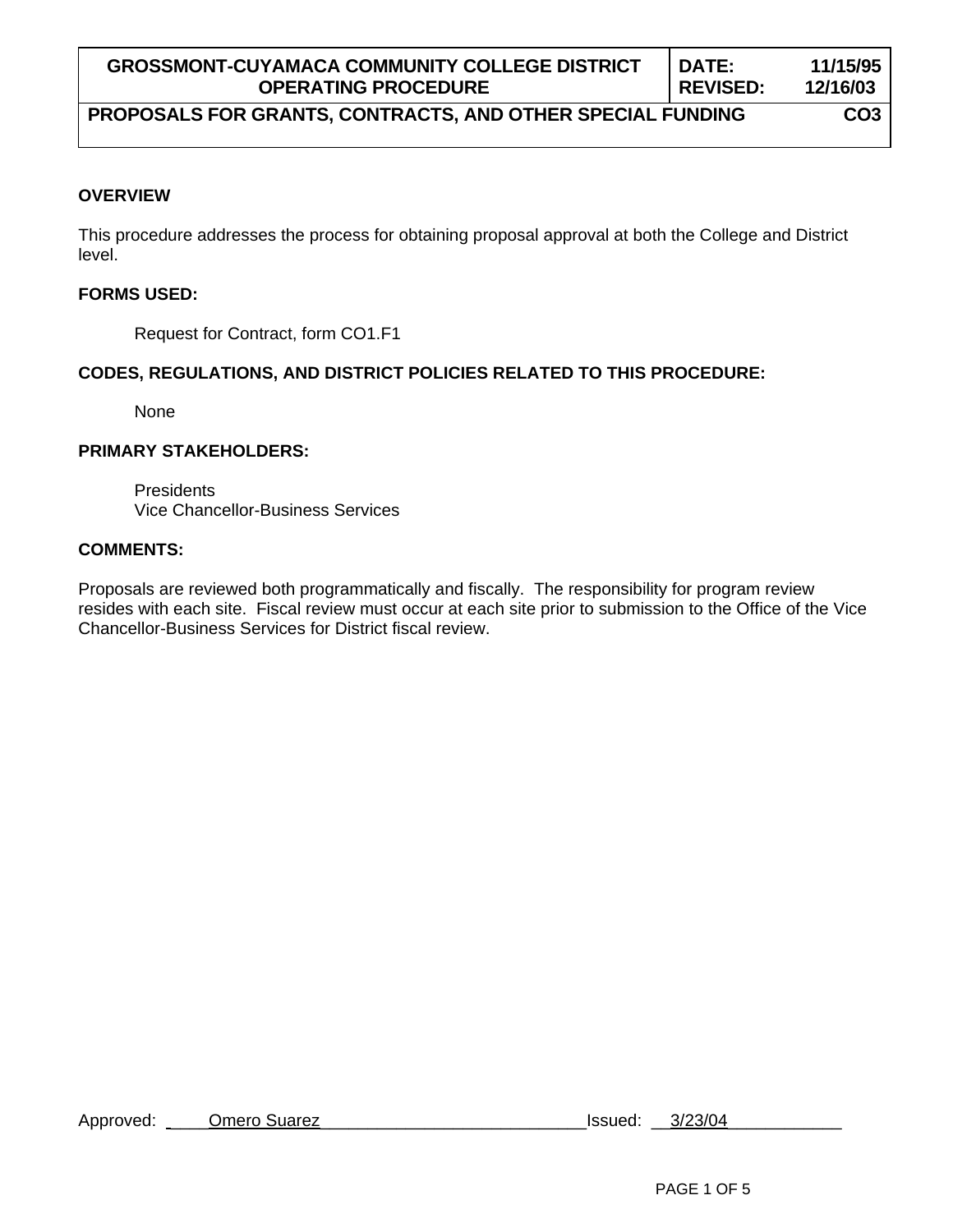| GROSSMONT-CUYAMACA COMMUNITY COLLEGE DISTRICT OPERATING PROCEDURE | DATE: 11/15/95 REVISED: 12/16/03 |
| --- | --- |
| PROPOSALS FOR GRANTS, CONTRACTS, AND OTHER SPECIAL FUNDING | CO3 |

**OVERVIEW**

This procedure addresses the process for obtaining proposal approval at both the College and District level.

**FORMS USED:**

Request for Contract, form CO1.F1

**CODES, REGULATIONS, AND DISTRICT POLICIES RELATED TO THIS PROCEDURE:**

None

**PRIMARY STAKEHOLDERS:**

Presidents
Vice Chancellor-Business Services

**COMMENTS:**

Proposals are reviewed both programmatically and fiscally. The responsibility for program review resides with each site. Fiscal review must occur at each site prior to submission to the Office of the Vice Chancellor-Business Services for District fiscal review.

Approved: Omero Suarez Issued: 3/23/04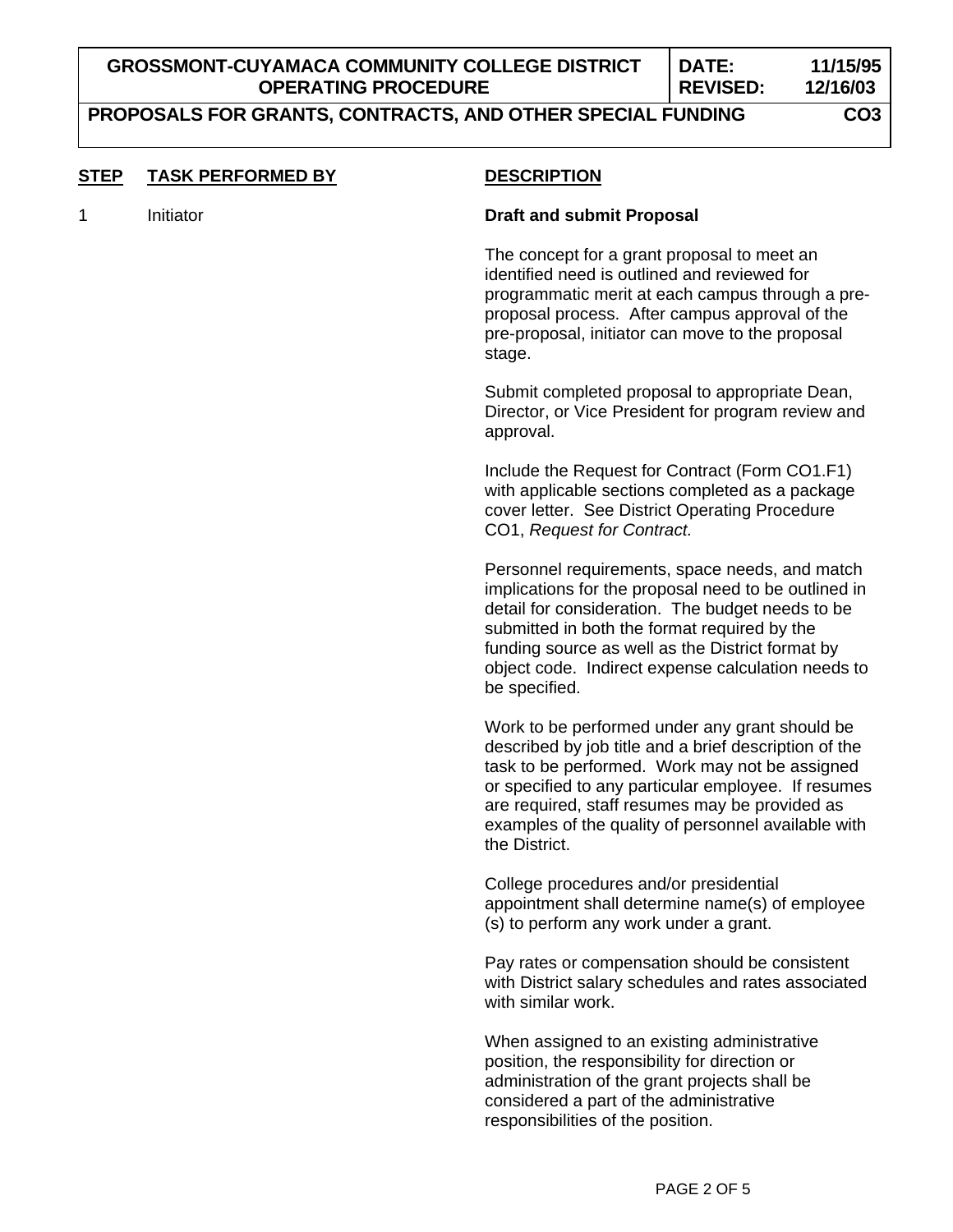| STEP | TASK PERFORMED BY | DESCRIPTION |
|---|---|---|
| 1 | Initiator | **Draft and submit Proposal** |

The concept for a grant proposal to meet an identified need is outlined and reviewed for programmatic merit at each campus through a pre-proposal process. After campus approval of the pre-proposal, initiator can move to the proposal stage.

Submit completed proposal to appropriate Dean, Director, or Vice President for program review and approval.

Include the Request for Contract (Form CO1.F1) with applicable sections completed as a package cover letter. See District Operating Procedure CO1, *Request for Contract.*

Personnel requirements, space needs, and match implications for the proposal need to be outlined in detail for consideration. The budget needs to be submitted in both the format required by the funding source as well as the District format by object code. Indirect expense calculation needs to be specified.

Work to be performed under any grant should be described by job title and a brief description of the task to be performed. Work may not be assigned or specified to any particular employee. If resumes are required, staff resumes may be provided as examples of the quality of personnel available with the District.

College procedures and/or presidential appointment shall determine name(s) of employee (s) to perform any work under a grant.

Pay rates or compensation should be consistent with District salary schedules and rates associated with similar work.

When assigned to an existing administrative position, the responsibility for direction or administration of the grant projects shall be considered a part of the administrative responsibilities of the position.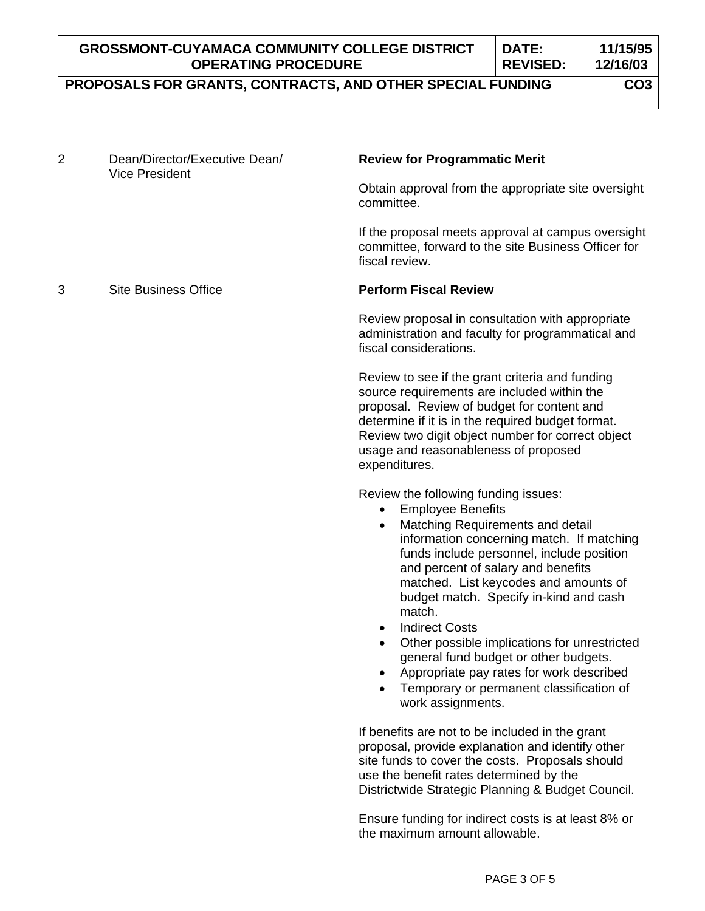| Step | Responsibility | Action |
|---|---|---|
| 2 | Dean/Director/Executive Dean/ Vice President | **Review for Programmatic Merit**<br><br>Obtain approval from the appropriate site oversight committee.<br><br>If the proposal meets approval at campus oversight committee, forward to the site Business Officer for fiscal review. |
| 3 | Site Business Office | **Perform Fiscal Review**<br><br>Review proposal in consultation with appropriate administration and faculty for programmatical and fiscal considerations.<br><br>Review to see if the grant criteria and funding source requirements are included within the proposal. Review of budget for content and determine if it is in the required budget format. Review two digit object number for correct object usage and reasonableness of proposed expenditures.<br><br>Review the following funding issues:<br>• Employee Benefits<br>• Matching Requirements and detail information concerning match. If matching funds include personnel, include position and percent of salary and benefits matched. List keycodes and amounts of budget match. Specify in-kind and cash match.<br>• Indirect Costs<br>• Other possible implications for unrestricted general fund budget or other budgets.<br>• Appropriate pay rates for work described<br>• Temporary or permanent classification of work assignments.<br><br>If benefits are not to be included in the grant proposal, provide explanation and identify other site funds to cover the costs. Proposals should use the benefit rates determined by the Districtwide Strategic Planning & Budget Council.<br><br>Ensure funding for indirect costs is at least 8% or the maximum amount allowable. |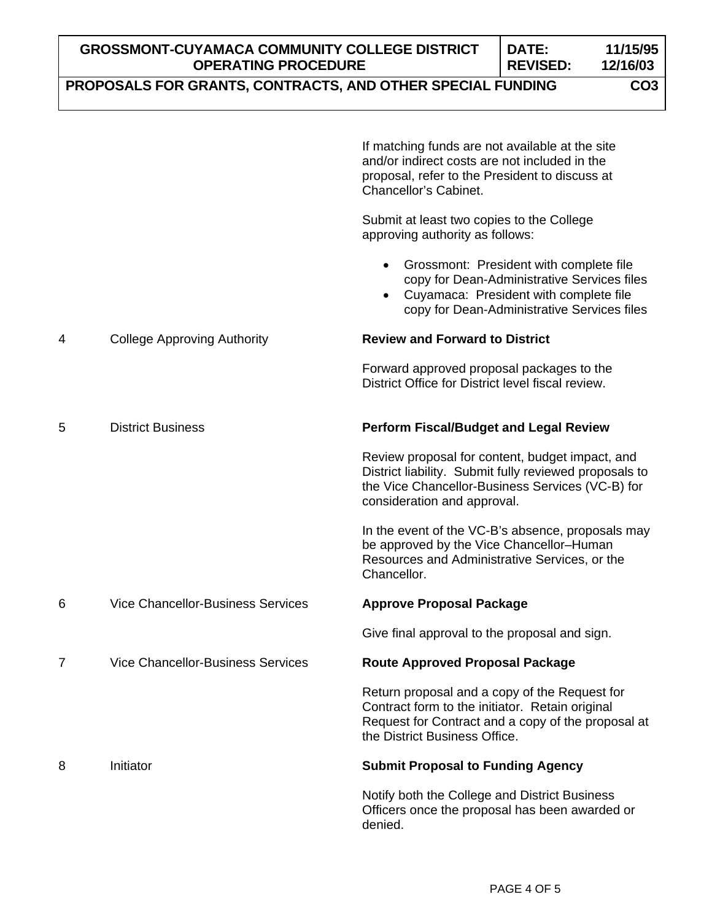| | | |
|---|---|---|
| | | If matching funds are not available at the site and/or indirect costs are not included in the proposal, refer to the President to discuss at Chancellor's Cabinet.<br><br>Submit at least two copies to the College approving authority as follows:<br><br>• Grossmont: President with complete file copy for Dean-Administrative Services files<br>• Cuyamaca: President with complete file copy for Dean-Administrative Services files |
| 4 | College Approving Authority | **Review and Forward to District**<br><br>Forward approved proposal packages to the District Office for District level fiscal review. |
| 5 | District Business | **Perform Fiscal/Budget and Legal Review**<br><br>Review proposal for content, budget impact, and District liability. Submit fully reviewed proposals to the Vice Chancellor-Business Services (VC-B) for consideration and approval.<br><br>In the event of the VC-B's absence, proposals may be approved by the Vice Chancellor–Human Resources and Administrative Services, or the Chancellor. |
| 6 | Vice Chancellor-Business Services | **Approve Proposal Package**<br><br>Give final approval to the proposal and sign. |
| 7 | Vice Chancellor-Business Services | **Route Approved Proposal Package**<br><br>Return proposal and a copy of the Request for Contract form to the initiator. Retain original Request for Contract and a copy of the proposal at the District Business Office. |
| 8 | Initiator | **Submit Proposal to Funding Agency**<br><br>Notify both the College and District Business Officers once the proposal has been awarded or denied. |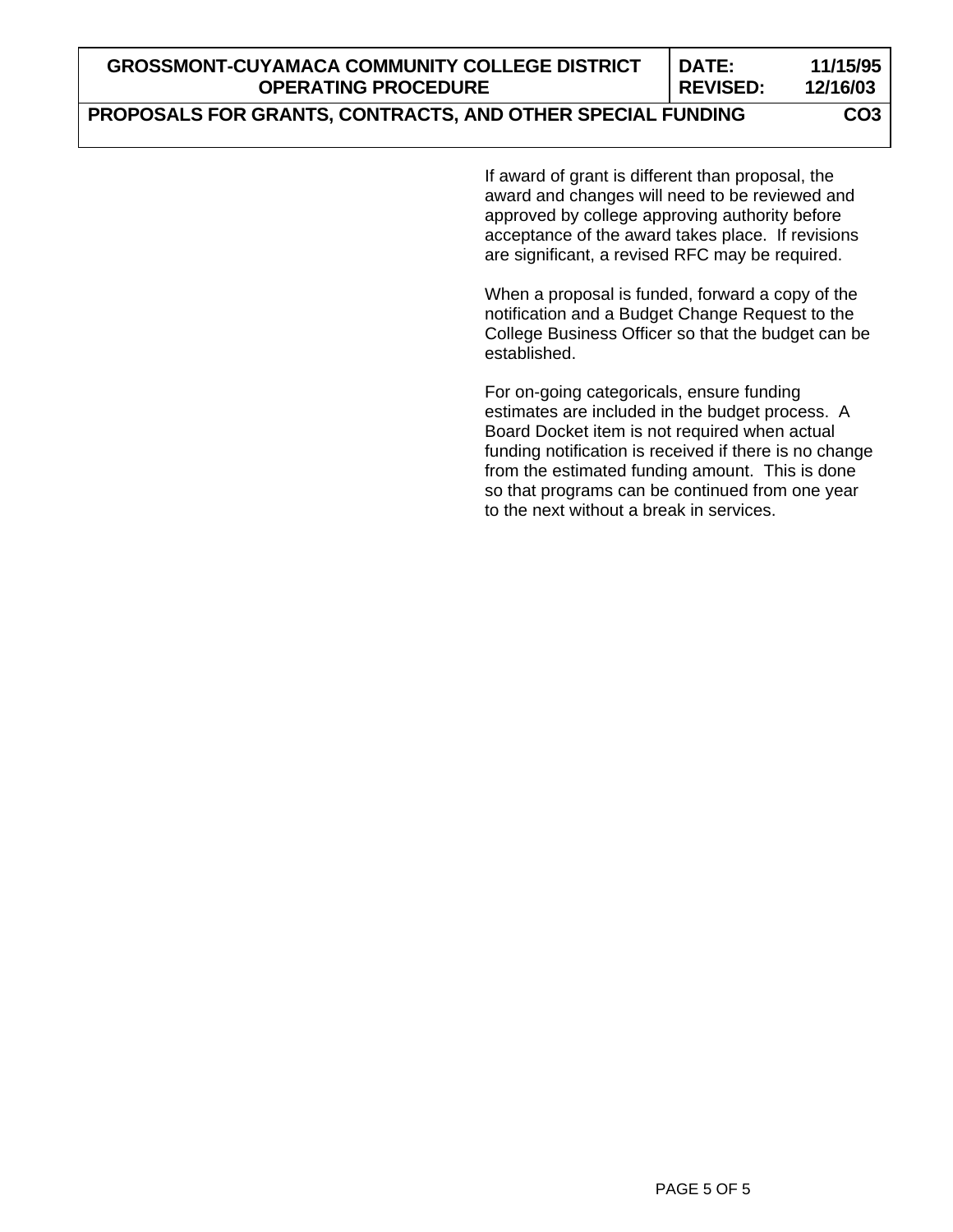If award of grant is different than proposal, the award and changes will need to be reviewed and approved by college approving authority before acceptance of the award takes place. If revisions are significant, a revised RFC may be required.

When a proposal is funded, forward a copy of the notification and a Budget Change Request to the College Business Officer so that the budget can be established.

For on-going categoricals, ensure funding estimates are included in the budget process. A Board Docket item is not required when actual funding notification is received if there is no change from the estimated funding amount. This is done so that programs can be continued from one year to the next without a break in services.